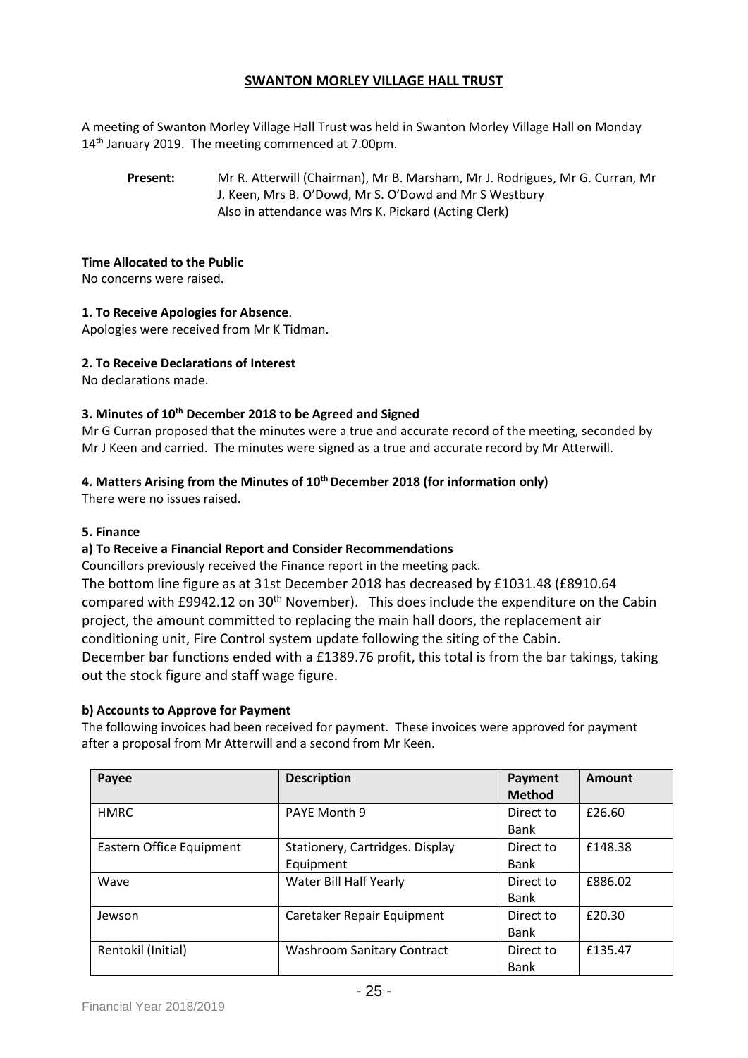# SWANTON MORLEY VILLAGE HALL TRUST

A meeting of Swanton Morley Village Hall Trust was held in Swanton Morley Village Hall on Monday 14th January 2019. The meeting commenced at 7.00pm.

**Present:** Mr R. Atterwill (Chairman), Mr B. Marsham, Mr J. Rodrigues, Mr G. Curran, Mr J. Keen, Mrs B. O'Dowd, Mr S. O'Dowd and Mr S Westbury
Also in attendance was Mrs K. Pickard (Acting Clerk)

**Time Allocated to the Public**
No concerns were raised.

**1. To Receive Apologies for Absence**.
Apologies were received from Mr K Tidman.

**2. To Receive Declarations of Interest**
No declarations made.

**3. Minutes of 10th December 2018 to be Agreed and Signed**
Mr G Curran proposed that the minutes were a true and accurate record of the meeting, seconded by Mr J Keen and carried. The minutes were signed as a true and accurate record by Mr Atterwill.

**4. Matters Arising from the Minutes of 10th December 2018 (for information only)**
There were no issues raised.

**5. Finance**

**a) To Receive a Financial Report and Consider Recommendations**
Councillors previously received the Finance report in the meeting pack.
The bottom line figure as at 31st December 2018 has decreased by £1031.48 (£8910.64 compared with £9942.12 on 30th November). This does include the expenditure on the Cabin project, the amount committed to replacing the main hall doors, the replacement air conditioning unit, Fire Control system update following the siting of the Cabin.
December bar functions ended with a £1389.76 profit, this total is from the bar takings, taking out the stock figure and staff wage figure.

**b) Accounts to Approve for Payment**
The following invoices had been received for payment. These invoices were approved for payment after a proposal from Mr Atterwill and a second from Mr Keen.

| Payee | Description | Payment Method | Amount |
|---|---|---|---|
| HMRC | PAYE Month 9 | Direct to Bank | £26.60 |
| Eastern Office Equipment | Stationery, Cartridges. Display Equipment | Direct to Bank | £148.38 |
| Wave | Water Bill Half Yearly | Direct to Bank | £886.02 |
| Jewson | Caretaker Repair Equipment | Direct to Bank | £20.30 |
| Rentokil (Initial) | Washroom Sanitary Contract | Direct to Bank | £135.47 |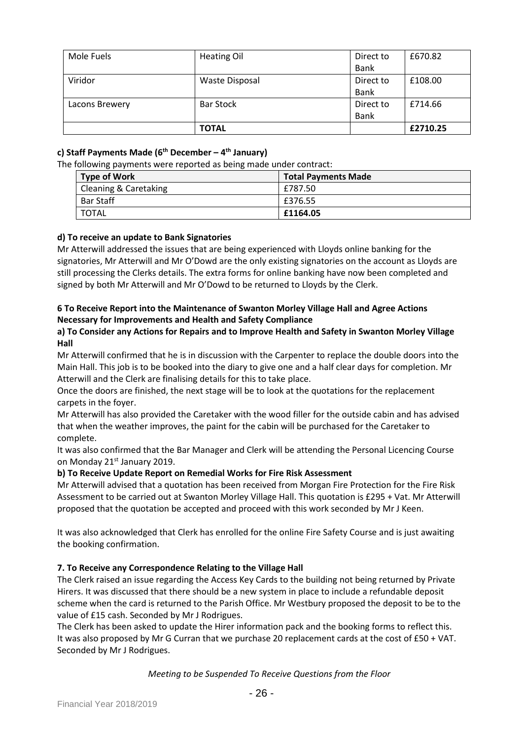| Mole Fuels | Heating Oil | Direct to Bank | £670.82 |
|---|---|---|---|
| Viridor | Waste Disposal | Direct to Bank | £108.00 |
| Lacons Brewery | Bar Stock | Direct to Bank | £714.66 |
| | **TOTAL** | | **£2710.25** |

**c) Staff Payments Made (6th December – 4th January)**

The following payments were reported as being made under contract:

| Type of Work | Total Payments Made |
|---|---|
| Cleaning & Caretaking | £787.50 |
| Bar Staff | £376.55 |
| TOTAL | **£1164.05** |

**d) To receive an update to Bank Signatories**

Mr Atterwill addressed the issues that are being experienced with Lloyds online banking for the signatories, Mr Atterwill and Mr O'Dowd are the only existing signatories on the account as Lloyds are still processing the Clerks details. The extra forms for online banking have now been completed and signed by both Mr Atterwill and Mr O'Dowd to be returned to Lloyds by the Clerk.

**6 To Receive Report into the Maintenance of Swanton Morley Village Hall and Agree Actions Necessary for Improvements and Health and Safety Compliance**

**a) To Consider any Actions for Repairs and to Improve Health and Safety in Swanton Morley Village Hall**

Mr Atterwill confirmed that he is in discussion with the Carpenter to replace the double doors into the Main Hall. This job is to be booked into the diary to give one and a half clear days for completion. Mr Atterwill and the Clerk are finalising details for this to take place.

Once the doors are finished, the next stage will be to look at the quotations for the replacement carpets in the foyer.

Mr Atterwill has also provided the Caretaker with the wood filler for the outside cabin and has advised that when the weather improves, the paint for the cabin will be purchased for the Caretaker to complete.

It was also confirmed that the Bar Manager and Clerk will be attending the Personal Licencing Course on Monday 21st January 2019.

**b) To Receive Update Report on Remedial Works for Fire Risk Assessment**

Mr Atterwill advised that a quotation has been received from Morgan Fire Protection for the Fire Risk Assessment to be carried out at Swanton Morley Village Hall. This quotation is £295 + Vat. Mr Atterwill proposed that the quotation be accepted and proceed with this work seconded by Mr J Keen.

It was also acknowledged that Clerk has enrolled for the online Fire Safety Course and is just awaiting the booking confirmation.

**7. To Receive any Correspondence Relating to the Village Hall**

The Clerk raised an issue regarding the Access Key Cards to the building not being returned by Private Hirers. It was discussed that there should be a new system in place to include a refundable deposit scheme when the card is returned to the Parish Office. Mr Westbury proposed the deposit to be to the value of £15 cash. Seconded by Mr J Rodrigues.

The Clerk has been asked to update the Hirer information pack and the booking forms to reflect this.

It was also proposed by Mr G Curran that we purchase 20 replacement cards at the cost of £50 + VAT. Seconded by Mr J Rodrigues.

*Meeting to be Suspended To Receive Questions from the Floor*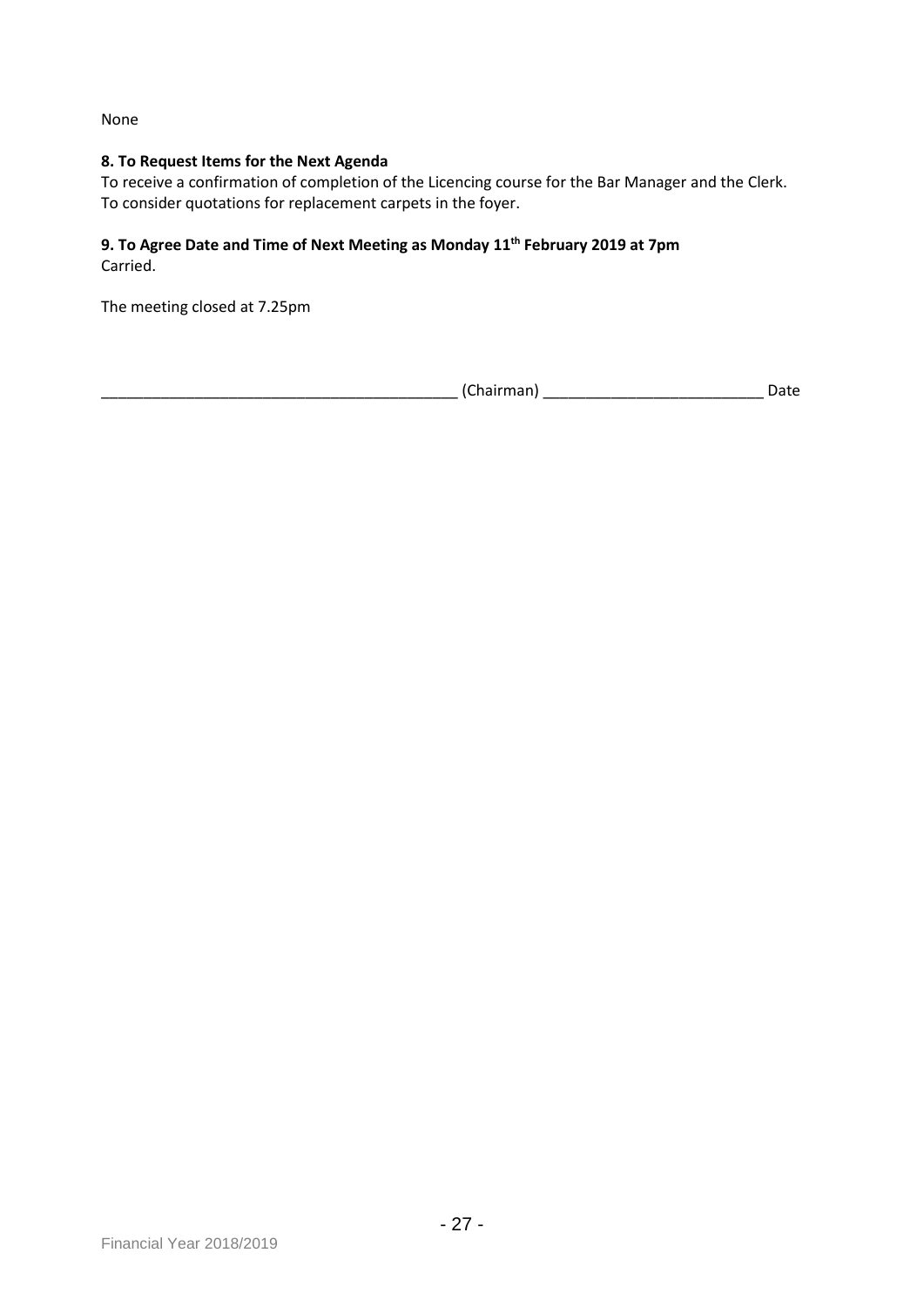None

**8. To Request Items for the Next Agenda**

To receive a confirmation of completion of the Licencing course for the Bar Manager and the Clerk.
To consider quotations for replacement carpets in the foyer.

**9. To Agree Date and Time of Next Meeting as Monday 11th February 2019 at 7pm**

Carried.

The meeting closed at 7.25pm

_________________________________________ (Chairman) _________________________ Date